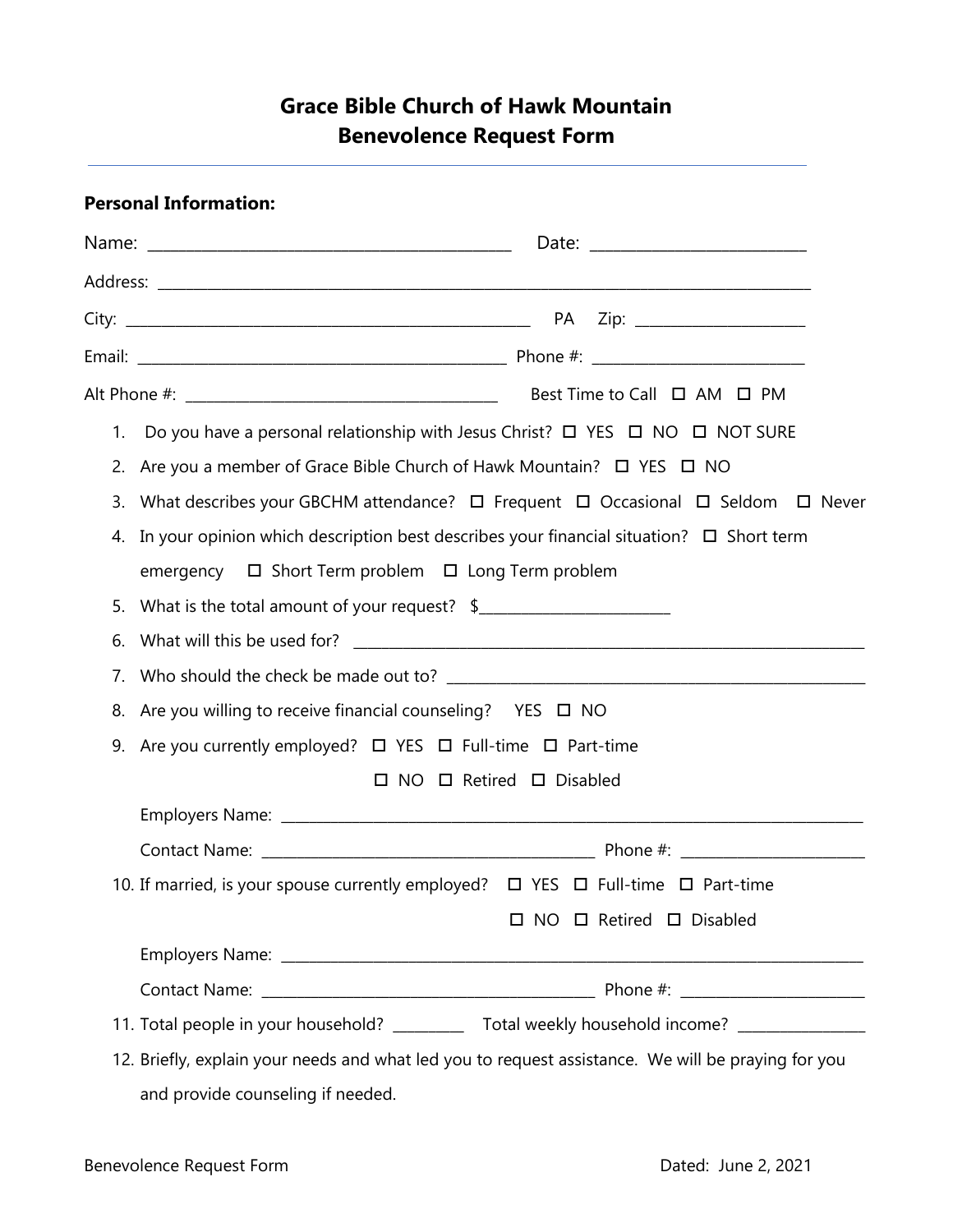# Grace Bible Church of Hawk Mountain
# Benevolence Request Form

**Personal Information:**

Name: ______________________________________________ Date: ___________________________

Address: ______________________________________________________________________________

City: ____________________________________________________ PA Zip: ______________________

Email: _______________________________________________ Phone #: ____________________________

Alt Phone #: ________________________________________ Best Time to Call ☐ AM ☐ PM

1. Do you have a personal relationship with Jesus Christ? ☐ YES ☐ NO ☐ NOT SURE
2. Are you a member of Grace Bible Church of Hawk Mountain? ☐ YES ☐ NO
3. What describes your GBCHM attendance? ☐ Frequent ☐ Occasional ☐ Seldom ☐ Never
4. In your opinion which description best describes your financial situation? ☐ Short term emergency ☐ Short Term problem ☐ Long Term problem
5. What is the total amount of your request? $_________________________
6. What will this be used for? ______________________________________________________________________
7. Who should the check be made out to? ________________________________________________________
8. Are you willing to receive financial counseling? YES ☐ NO
9. Are you currently employed? ☐ YES ☐ Full-time ☐ Part-time

   ☐ NO ☐ Retired ☐ Disabled

   Employers Name: ________________________________________________________________________

   Contact Name: ___________________________________________ Phone #: ________________________

10. If married, is your spouse currently employed? ☐ YES ☐ Full-time ☐ Part-time

    ☐ NO ☐ Retired ☐ Disabled

    Employers Name: ________________________________________________________________________

    Contact Name: ___________________________________________ Phone #: ________________________

11. Total people in your household? _________ Total weekly household income? ________________
12. Briefly, explain your needs and what led you to request assistance. We will be praying for you and provide counseling if needed.

Benevolence Request Form Dated: June 2, 2021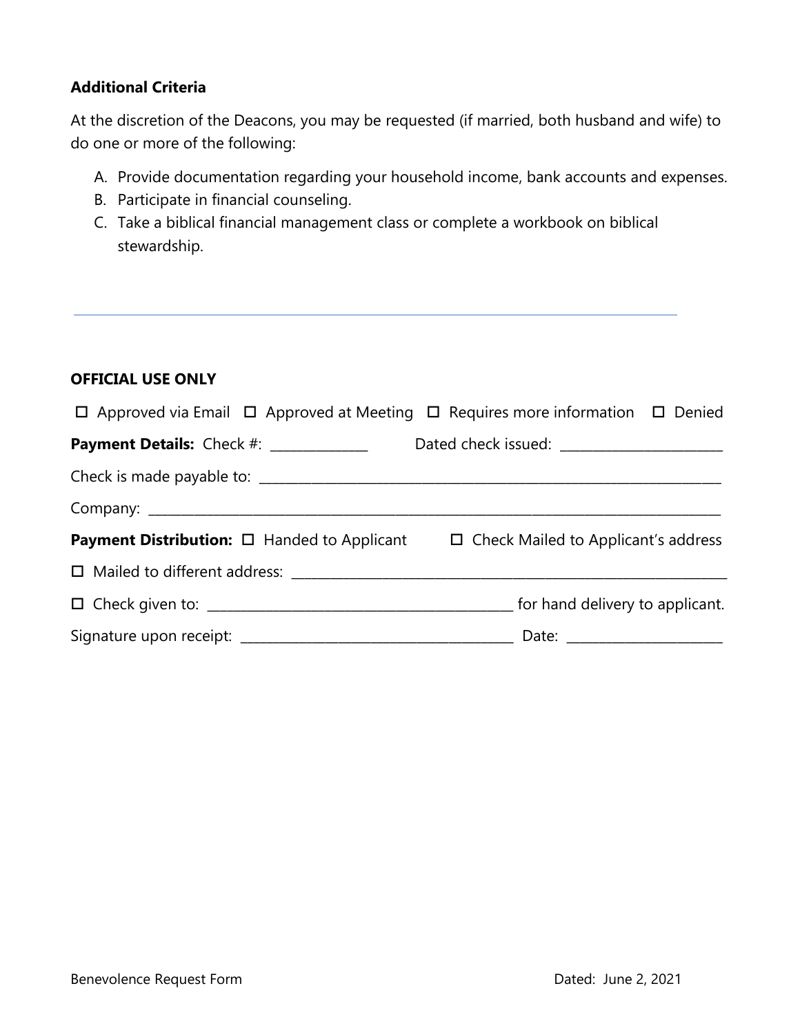**Additional Criteria**

At the discretion of the Deacons, you may be requested (if married, both husband and wife) to do one or more of the following:

A. Provide documentation regarding your household income, bank accounts and expenses.
B. Participate in financial counseling.
C. Take a biblical financial management class or complete a workbook on biblical stewardship.

---

**OFFICIAL USE ONLY**

☐ Approved via Email ☐ Approved at Meeting ☐ Requires more information ☐ Denied

**Payment Details:** Check #: _______________ Dated check issued: _________________________

Check is made payable to: _______________________________________________________________________

Company: ___________________________________________________________________________________

**Payment Distribution:** ☐ Handed to Applicant ☐ Check Mailed to Applicant's address

☐ Mailed to different address: ___________________________________________________________________

☐ Check given to: _______________________________________________ for hand delivery to applicant.

Signature upon receipt: ___________________________________________ Date: ________________________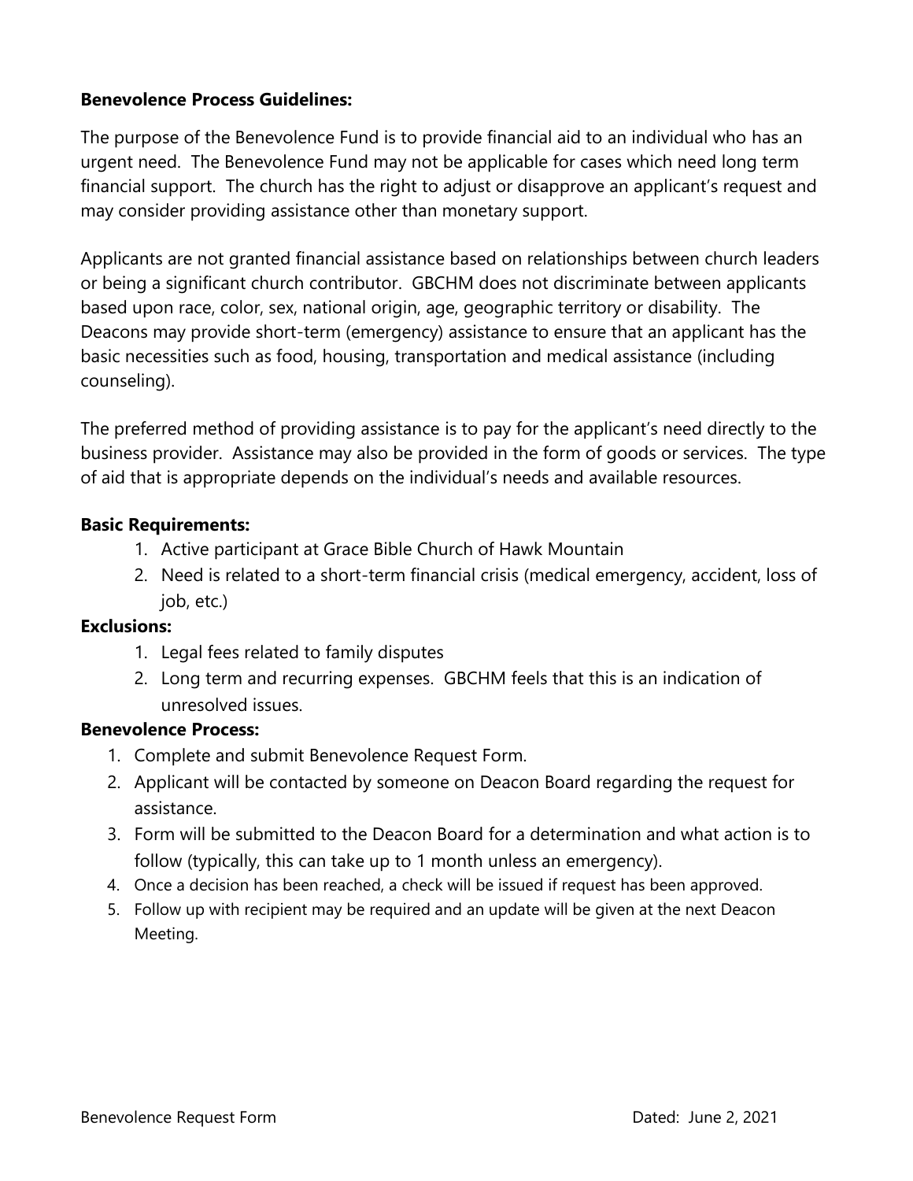**Benevolence Process Guidelines:**

The purpose of the Benevolence Fund is to provide financial aid to an individual who has an urgent need. The Benevolence Fund may not be applicable for cases which need long term financial support. The church has the right to adjust or disapprove an applicant's request and may consider providing assistance other than monetary support.

Applicants are not granted financial assistance based on relationships between church leaders or being a significant church contributor. GBCHM does not discriminate between applicants based upon race, color, sex, national origin, age, geographic territory or disability. The Deacons may provide short-term (emergency) assistance to ensure that an applicant has the basic necessities such as food, housing, transportation and medical assistance (including counseling).

The preferred method of providing assistance is to pay for the applicant's need directly to the business provider. Assistance may also be provided in the form of goods or services. The type of aid that is appropriate depends on the individual's needs and available resources.

**Basic Requirements:**

1. Active participant at Grace Bible Church of Hawk Mountain
2. Need is related to a short-term financial crisis (medical emergency, accident, loss of job, etc.)

**Exclusions:**

1. Legal fees related to family disputes
2. Long term and recurring expenses. GBCHM feels that this is an indication of unresolved issues.

**Benevolence Process:**

1. Complete and submit Benevolence Request Form.
2. Applicant will be contacted by someone on Deacon Board regarding the request for assistance.
3. Form will be submitted to the Deacon Board for a determination and what action is to follow (typically, this can take up to 1 month unless an emergency).
4. Once a decision has been reached, a check will be issued if request has been approved.
5. Follow up with recipient may be required and an update will be given at the next Deacon Meeting.

Benevolence Request Form Dated: June 2, 2021